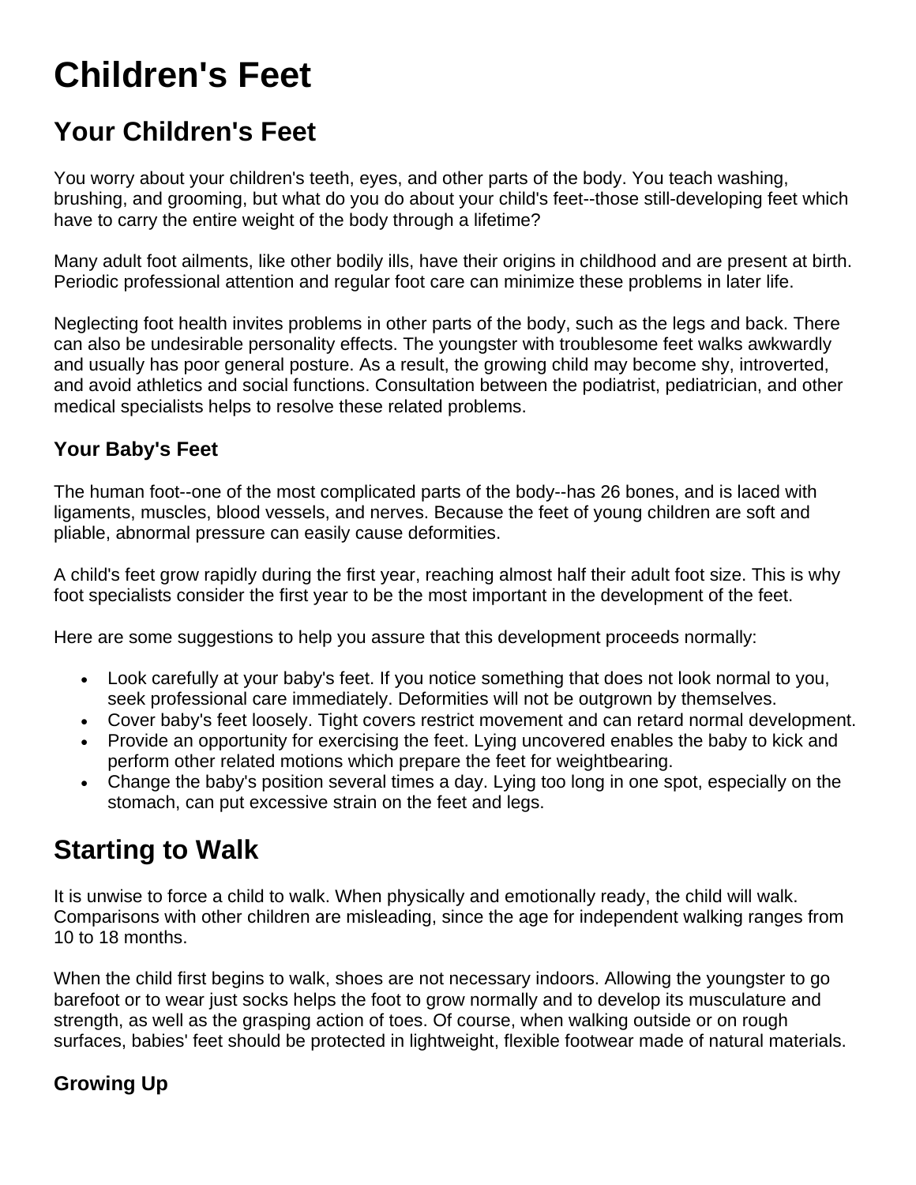# Children's Feet

## Your Children's Feet

You worry about your children's teeth, eyes, and other parts of the body. You teach washing, brushing, and grooming, but what do you do about your child's feet--those still-developing feet which have to carry the entire weight of the body through a lifetime?

Many adult foot ailments, like other bodily ills, have their origins in childhood and are present at birth. Periodic professional attention and regular foot care can minimize these problems in later life.

Neglecting foot health invites problems in other parts of the body, such as the legs and back. There can also be undesirable personality effects. The youngster with troublesome feet walks awkwardly and usually has poor general posture. As a result, the growing child may become shy, introverted, and avoid athletics and social functions. Consultation between the podiatrist, pediatrician, and other medical specialists helps to resolve these related problems.

### Your Baby's Feet

The human foot--one of the most complicated parts of the body--has 26 bones, and is laced with ligaments, muscles, blood vessels, and nerves. Because the feet of young children are soft and pliable, abnormal pressure can easily cause deformities.

A child's feet grow rapidly during the first year, reaching almost half their adult foot size. This is why foot specialists consider the first year to be the most important in the development of the feet.

Here are some suggestions to help you assure that this development proceeds normally:

- Look carefully at your baby's feet. If you notice something that does not look normal to you, seek professional care immediately. Deformities will not be outgrown by themselves.
- Cover baby's feet loosely. Tight covers restrict movement and can retard normal development.
- Provide an opportunity for exercising the feet. Lying uncovered enables the baby to kick and perform other related motions which prepare the feet for weightbearing.
- Change the baby's position several times a day. Lying too long in one spot, especially on the stomach, can put excessive strain on the feet and legs.

## Starting to Walk

It is unwise to force a child to walk. When physically and emotionally ready, the child will walk. Comparisons with other children are misleading, since the age for independent walking ranges from 10 to 18 months.

When the child first begins to walk, shoes are not necessary indoors. Allowing the youngster to go barefoot or to wear just socks helps the foot to grow normally and to develop its musculature and strength, as well as the grasping action of toes. Of course, when walking outside or on rough surfaces, babies' feet should be protected in lightweight, flexible footwear made of natural materials.

### Growing Up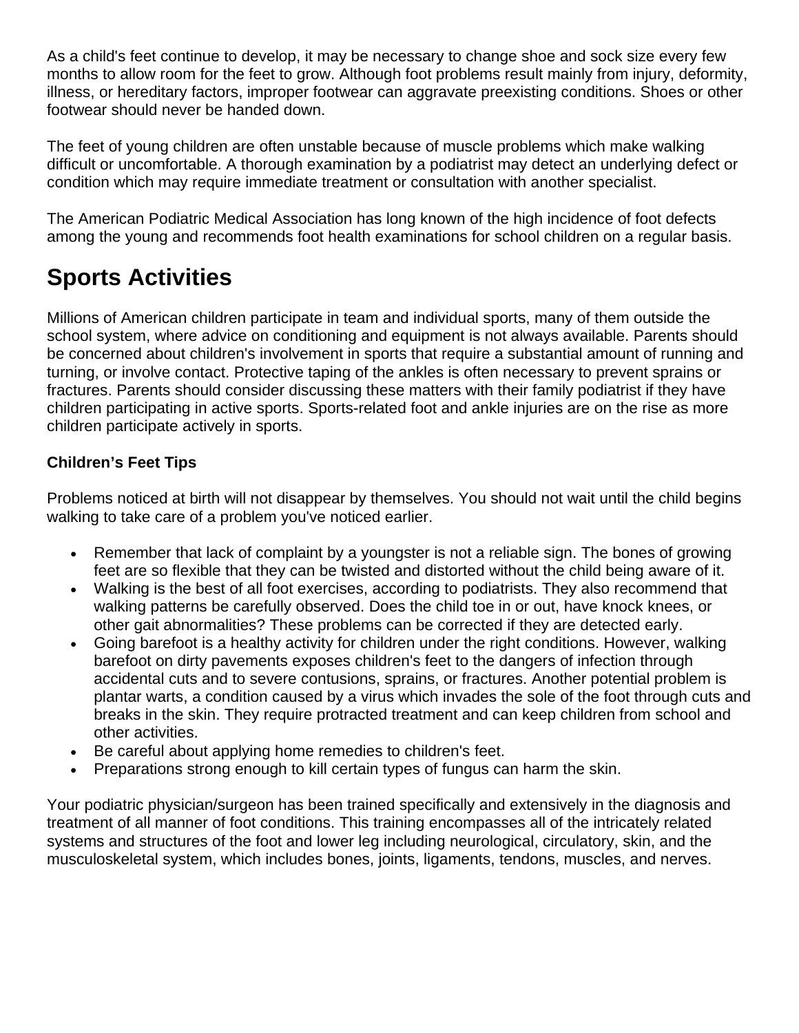As a child's feet continue to develop, it may be necessary to change shoe and sock size every few months to allow room for the feet to grow. Although foot problems result mainly from injury, deformity, illness, or hereditary factors, improper footwear can aggravate preexisting conditions. Shoes or other footwear should never be handed down.

The feet of young children are often unstable because of muscle problems which make walking difficult or uncomfortable. A thorough examination by a podiatrist may detect an underlying defect or condition which may require immediate treatment or consultation with another specialist.

The American Podiatric Medical Association has long known of the high incidence of foot defects among the young and recommends foot health examinations for school children on a regular basis.

# Sports Activities

Millions of American children participate in team and individual sports, many of them outside the school system, where advice on conditioning and equipment is not always available. Parents should be concerned about children's involvement in sports that require a substantial amount of running and turning, or involve contact. Protective taping of the ankles is often necessary to prevent sprains or fractures. Parents should consider discussing these matters with their family podiatrist if they have children participating in active sports. Sports-related foot and ankle injuries are on the rise as more children participate actively in sports.

**Children's Feet Tips**

Problems noticed at birth will not disappear by themselves. You should not wait until the child begins walking to take care of a problem you've noticed earlier.

- Remember that lack of complaint by a youngster is not a reliable sign. The bones of growing feet are so flexible that they can be twisted and distorted without the child being aware of it.
- Walking is the best of all foot exercises, according to podiatrists. They also recommend that walking patterns be carefully observed. Does the child toe in or out, have knock knees, or other gait abnormalities? These problems can be corrected if they are detected early.
- Going barefoot is a healthy activity for children under the right conditions. However, walking barefoot on dirty pavements exposes children's feet to the dangers of infection through accidental cuts and to severe contusions, sprains, or fractures. Another potential problem is plantar warts, a condition caused by a virus which invades the sole of the foot through cuts and breaks in the skin. They require protracted treatment and can keep children from school and other activities.
- Be careful about applying home remedies to children's feet.
- Preparations strong enough to kill certain types of fungus can harm the skin.

Your podiatric physician/surgeon has been trained specifically and extensively in the diagnosis and treatment of all manner of foot conditions. This training encompasses all of the intricately related systems and structures of the foot and lower leg including neurological, circulatory, skin, and the musculoskeletal system, which includes bones, joints, ligaments, tendons, muscles, and nerves.